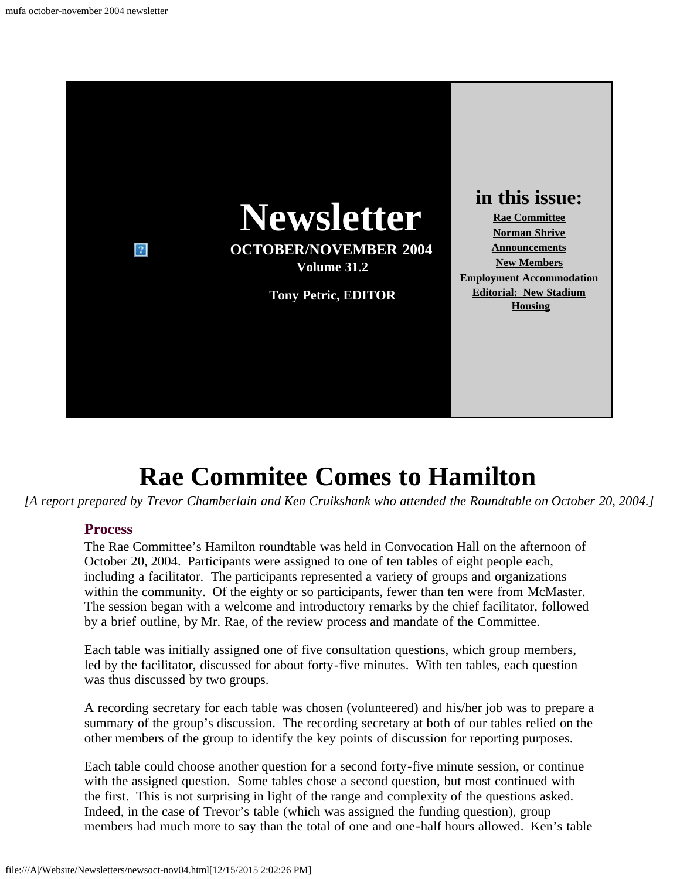# Newsletter

**OCTOBER/NOVEMBER 2004**
**Volume 31.2**

**Tony Petric, EDITOR**

## in this issue:

- Rae Committee
- Norman Shrive
- Announcements
- New Members
- Employment Accommodation
- Editorial: New Stadium
- Housing

# Rae Commitee Comes to Hamilton

*[A report prepared by Trevor Chamberlain and Ken Cruikshank who attended the Roundtable on October 20, 2004.]*

### Process

The Rae Committee's Hamilton roundtable was held in Convocation Hall on the afternoon of October 20, 2004. Participants were assigned to one of ten tables of eight people each, including a facilitator. The participants represented a variety of groups and organizations within the community. Of the eighty or so participants, fewer than ten were from McMaster. The session began with a welcome and introductory remarks by the chief facilitator, followed by a brief outline, by Mr. Rae, of the review process and mandate of the Committee.

Each table was initially assigned one of five consultation questions, which group members, led by the facilitator, discussed for about forty-five minutes. With ten tables, each question was thus discussed by two groups.

A recording secretary for each table was chosen (volunteered) and his/her job was to prepare a summary of the group's discussion. The recording secretary at both of our tables relied on the other members of the group to identify the key points of discussion for reporting purposes.

Each table could choose another question for a second forty-five minute session, or continue with the assigned question. Some tables chose a second question, but most continued with the first. This is not surprising in light of the range and complexity of the questions asked. Indeed, in the case of Trevor's table (which was assigned the funding question), group members had much more to say than the total of one and one-half hours allowed. Ken's table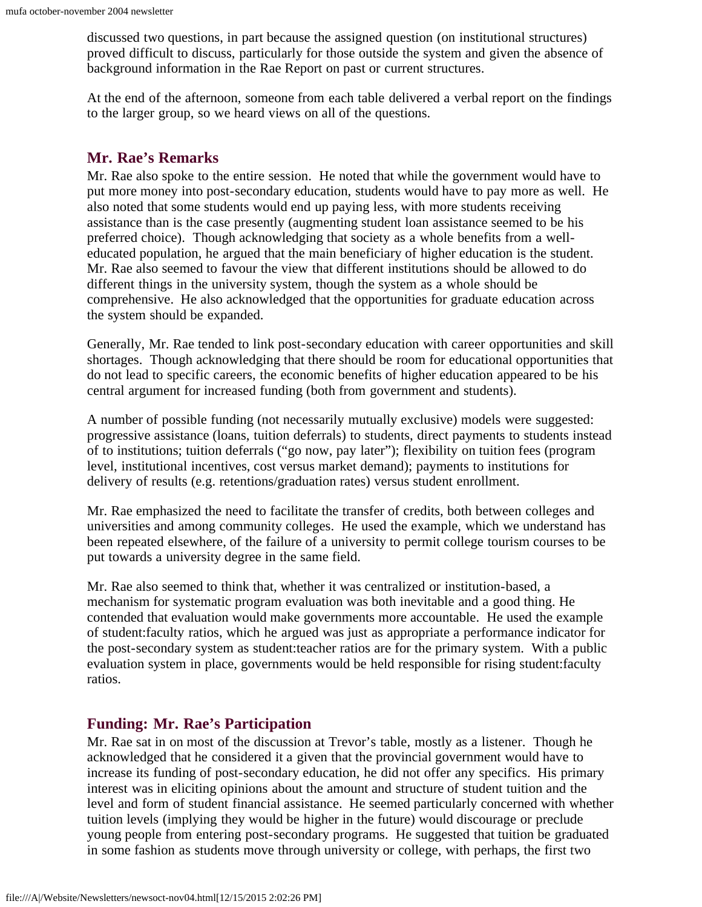discussed two questions, in part because the assigned question (on institutional structures) proved difficult to discuss, particularly for those outside the system and given the absence of background information in the Rae Report on past or current structures.

At the end of the afternoon, someone from each table delivered a verbal report on the findings to the larger group, so we heard views on all of the questions.

## Mr. Rae's Remarks

Mr. Rae also spoke to the entire session. He noted that while the government would have to put more money into post-secondary education, students would have to pay more as well. He also noted that some students would end up paying less, with more students receiving assistance than is the case presently (augmenting student loan assistance seemed to be his preferred choice). Though acknowledging that society as a whole benefits from a well-educated population, he argued that the main beneficiary of higher education is the student. Mr. Rae also seemed to favour the view that different institutions should be allowed to do different things in the university system, though the system as a whole should be comprehensive. He also acknowledged that the opportunities for graduate education across the system should be expanded.

Generally, Mr. Rae tended to link post-secondary education with career opportunities and skill shortages. Though acknowledging that there should be room for educational opportunities that do not lead to specific careers, the economic benefits of higher education appeared to be his central argument for increased funding (both from government and students).

A number of possible funding (not necessarily mutually exclusive) models were suggested: progressive assistance (loans, tuition deferrals) to students, direct payments to students instead of to institutions; tuition deferrals ("go now, pay later"); flexibility on tuition fees (program level, institutional incentives, cost versus market demand); payments to institutions for delivery of results (e.g. retentions/graduation rates) versus student enrollment.

Mr. Rae emphasized the need to facilitate the transfer of credits, both between colleges and universities and among community colleges. He used the example, which we understand has been repeated elsewhere, of the failure of a university to permit college tourism courses to be put towards a university degree in the same field.

Mr. Rae also seemed to think that, whether it was centralized or institution-based, a mechanism for systematic program evaluation was both inevitable and a good thing. He contended that evaluation would make governments more accountable. He used the example of student:faculty ratios, which he argued was just as appropriate a performance indicator for the post-secondary system as student:teacher ratios are for the primary system. With a public evaluation system in place, governments would be held responsible for rising student:faculty ratios.

## Funding: Mr. Rae's Participation

Mr. Rae sat in on most of the discussion at Trevor's table, mostly as a listener. Though he acknowledged that he considered it a given that the provincial government would have to increase its funding of post-secondary education, he did not offer any specifics. His primary interest was in eliciting opinions about the amount and structure of student tuition and the level and form of student financial assistance. He seemed particularly concerned with whether tuition levels (implying they would be higher in the future) would discourage or preclude young people from entering post-secondary programs. He suggested that tuition be graduated in some fashion as students move through university or college, with perhaps, the first two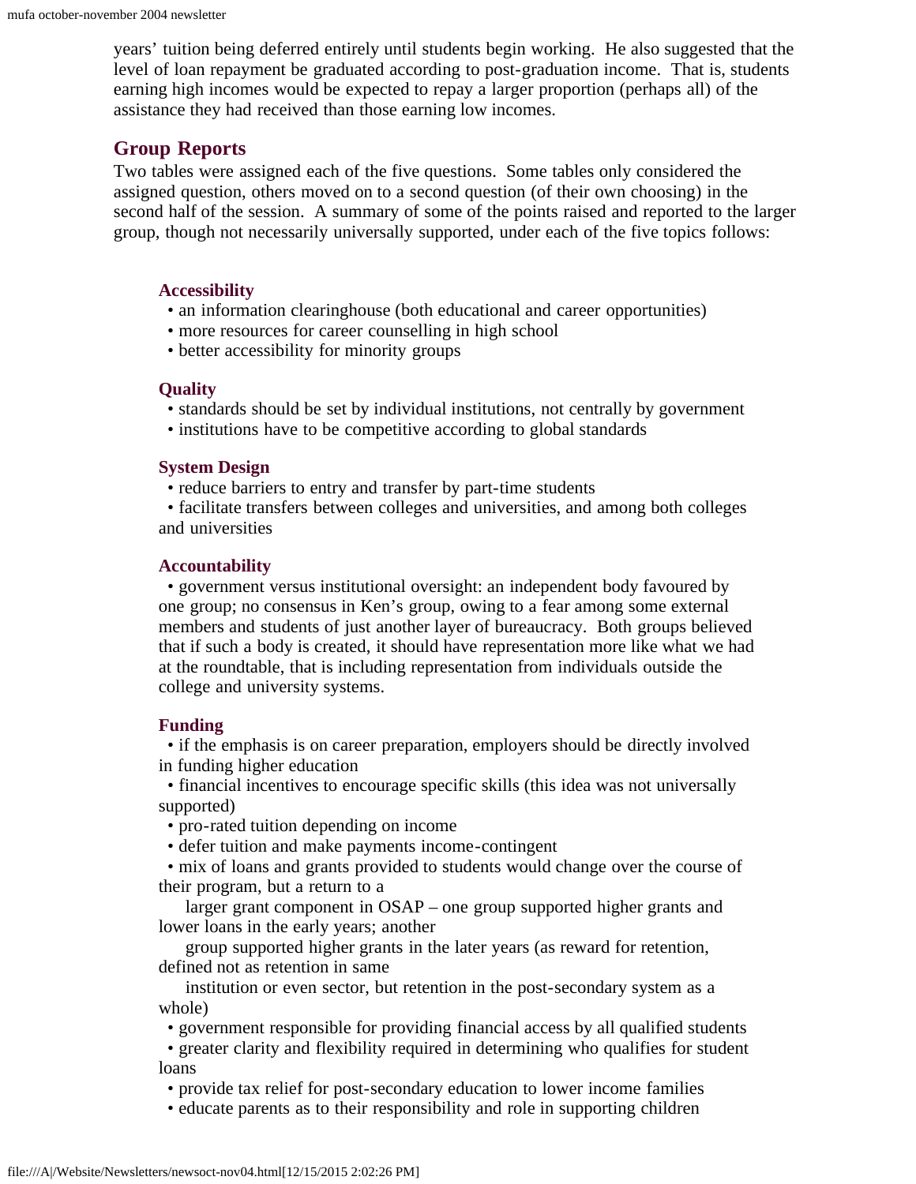years' tuition being deferred entirely until students begin working. He also suggested that the level of loan repayment be graduated according to post-graduation income. That is, students earning high incomes would be expected to repay a larger proportion (perhaps all) of the assistance they had received than those earning low incomes.

## Group Reports

Two tables were assigned each of the five questions. Some tables only considered the assigned question, others moved on to a second question (of their own choosing) in the second half of the session. A summary of some of the points raised and reported to the larger group, though not necessarily universally supported, under each of the five topics follows:

### Accessibility

- an information clearinghouse (both educational and career opportunities)
- more resources for career counselling in high school
- better accessibility for minority groups

### Quality

- standards should be set by individual institutions, not centrally by government
- institutions have to be competitive according to global standards

### System Design

- reduce barriers to entry and transfer by part-time students
- facilitate transfers between colleges and universities, and among both colleges and universities

### Accountability

- government versus institutional oversight: an independent body favoured by one group; no consensus in Ken's group, owing to a fear among some external members and students of just another layer of bureaucracy. Both groups believed that if such a body is created, it should have representation more like what we had at the roundtable, that is including representation from individuals outside the college and university systems.

### Funding

- if the emphasis is on career preparation, employers should be directly involved in funding higher education
- financial incentives to encourage specific skills (this idea was not universally supported)
- pro-rated tuition depending on income
- defer tuition and make payments income-contingent
- mix of loans and grants provided to students would change over the course of their program, but a return to a larger grant component in OSAP – one group supported higher grants and lower loans in the early years; another group supported higher grants in the later years (as reward for retention, defined not as retention in same institution or even sector, but retention in the post-secondary system as a whole)
- government responsible for providing financial access by all qualified students
- greater clarity and flexibility required in determining who qualifies for student loans
- provide tax relief for post-secondary education to lower income families
- educate parents as to their responsibility and role in supporting children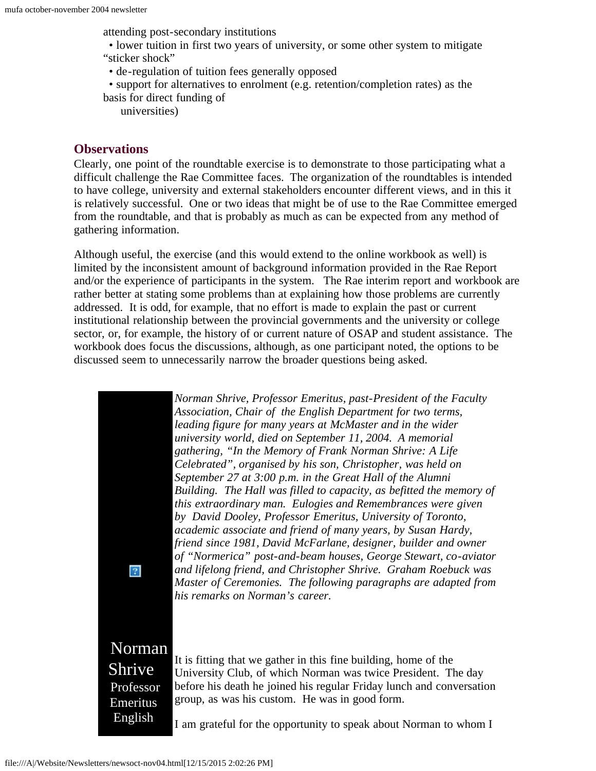attending post-secondary institutions

- lower tuition in first two years of university, or some other system to mitigate "sticker shock"
- de-regulation of tuition fees generally opposed
- support for alternatives to enrolment (e.g. retention/completion rates) as the basis for direct funding of universities)

## Observations

Clearly, one point of the roundtable exercise is to demonstrate to those participating what a difficult challenge the Rae Committee faces. The organization of the roundtables is intended to have college, university and external stakeholders encounter different views, and in this it is relatively successful. One or two ideas that might be of use to the Rae Committee emerged from the roundtable, and that is probably as much as can be expected from any method of gathering information.

Although useful, the exercise (and this would extend to the online workbook as well) is limited by the inconsistent amount of background information provided in the Rae Report and/or the experience of participants in the system. The Rae interim report and workbook are rather better at stating some problems than at explaining how those problems are currently addressed. It is odd, for example, that no effort is made to explain the past or current institutional relationship between the provincial governments and the university or college sector, or, for example, the history of or current nature of OSAP and student assistance. The workbook does focus the discussions, although, as one participant noted, the options to be discussed seem to unnecessarily narrow the broader questions being asked.

*Norman Shrive, Professor Emeritus, past-President of the Faculty Association, Chair of the English Department for two terms, leading figure for many years at McMaster and in the wider university world, died on September 11, 2004. A memorial gathering, "In the Memory of Frank Norman Shrive: A Life Celebrated", organised by his son, Christopher, was held on September 27 at 3:00 p.m. in the Great Hall of the Alumni Building. The Hall was filled to capacity, as befitted the memory of this extraordinary man. Eulogies and Remembrances were given by David Dooley, Professor Emeritus, University of Toronto, academic associate and friend of many years, by Susan Hardy, friend since 1981, David McFarlane, designer, builder and owner of "Normerica" post-and-beam houses, George Stewart, co-aviator and lifelong friend, and Christopher Shrive. Graham Roebuck was Master of Ceremonies. The following paragraphs are adapted from his remarks on Norman's career.*

Norman Shrive
Professor Emeritus
English

It is fitting that we gather in this fine building, home of the University Club, of which Norman was twice President. The day before his death he joined his regular Friday lunch and conversation group, as was his custom. He was in good form.

I am grateful for the opportunity to speak about Norman to whom I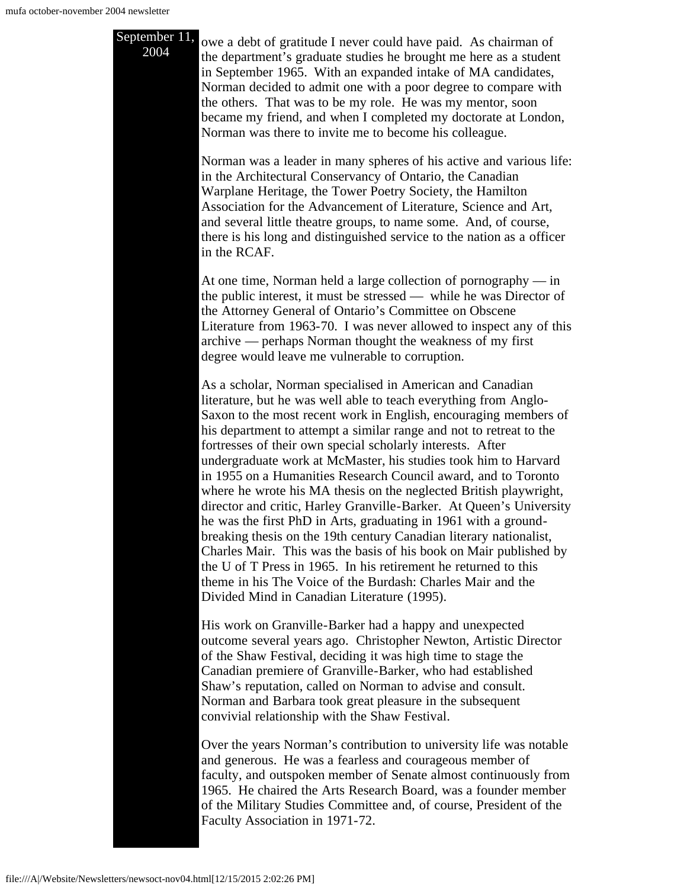September 11, 2004

owe a debt of gratitude I never could have paid. As chairman of the department's graduate studies he brought me here as a student in September 1965. With an expanded intake of MA candidates, Norman decided to admit one with a poor degree to compare with the others. That was to be my role. He was my mentor, soon became my friend, and when I completed my doctorate at London, Norman was there to invite me to become his colleague.

Norman was a leader in many spheres of his active and various life: in the Architectural Conservancy of Ontario, the Canadian Warplane Heritage, the Tower Poetry Society, the Hamilton Association for the Advancement of Literature, Science and Art, and several little theatre groups, to name some. And, of course, there is his long and distinguished service to the nation as a officer in the RCAF.

At one time, Norman held a large collection of pornography — in the public interest, it must be stressed — while he was Director of the Attorney General of Ontario's Committee on Obscene Literature from 1963-70. I was never allowed to inspect any of this archive — perhaps Norman thought the weakness of my first degree would leave me vulnerable to corruption.

As a scholar, Norman specialised in American and Canadian literature, but he was well able to teach everything from Anglo-Saxon to the most recent work in English, encouraging members of his department to attempt a similar range and not to retreat to the fortresses of their own special scholarly interests. After undergraduate work at McMaster, his studies took him to Harvard in 1955 on a Humanities Research Council award, and to Toronto where he wrote his MA thesis on the neglected British playwright, director and critic, Harley Granville-Barker. At Queen's University he was the first PhD in Arts, graduating in 1961 with a ground-breaking thesis on the 19th century Canadian literary nationalist, Charles Mair. This was the basis of his book on Mair published by the U of T Press in 1965. In his retirement he returned to this theme in his The Voice of the Burdash: Charles Mair and the Divided Mind in Canadian Literature (1995).

His work on Granville-Barker had a happy and unexpected outcome several years ago. Christopher Newton, Artistic Director of the Shaw Festival, deciding it was high time to stage the Canadian premiere of Granville-Barker, who had established Shaw's reputation, called on Norman to advise and consult. Norman and Barbara took great pleasure in the subsequent convivial relationship with the Shaw Festival.

Over the years Norman's contribution to university life was notable and generous. He was a fearless and courageous member of faculty, and outspoken member of Senate almost continuously from 1965. He chaired the Arts Research Board, was a founder member of the Military Studies Committee and, of course, President of the Faculty Association in 1971-72.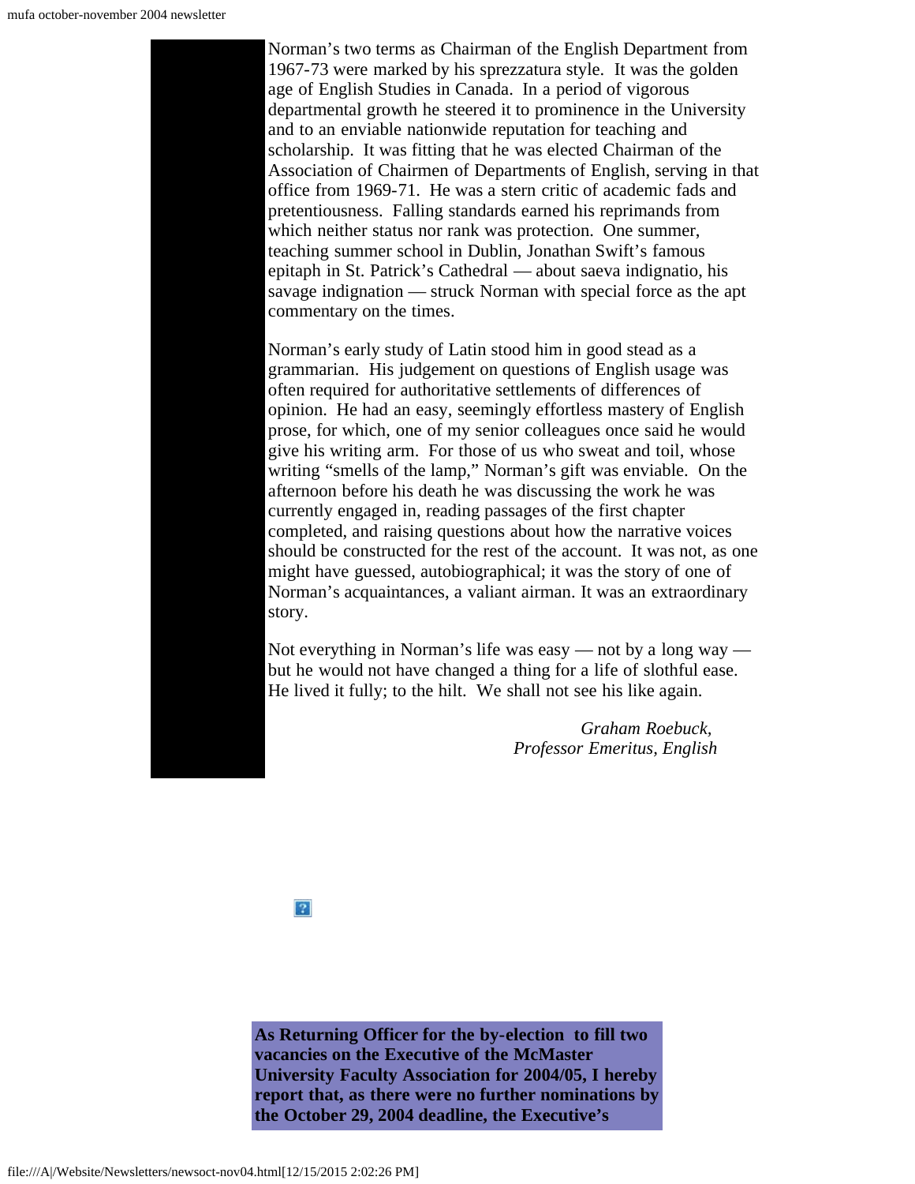Norman's two terms as Chairman of the English Department from 1967-73 were marked by his sprezzatura style. It was the golden age of English Studies in Canada. In a period of vigorous departmental growth he steered it to prominence in the University and to an enviable nationwide reputation for teaching and scholarship. It was fitting that he was elected Chairman of the Association of Chairmen of Departments of English, serving in that office from 1969-71. He was a stern critic of academic fads and pretentiousness. Falling standards earned his reprimands from which neither status nor rank was protection. One summer, teaching summer school in Dublin, Jonathan Swift's famous epitaph in St. Patrick's Cathedral — about saeva indignatio, his savage indignation — struck Norman with special force as the apt commentary on the times.

Norman's early study of Latin stood him in good stead as a grammarian. His judgement on questions of English usage was often required for authoritative settlements of differences of opinion. He had an easy, seemingly effortless mastery of English prose, for which, one of my senior colleagues once said he would give his writing arm. For those of us who sweat and toil, whose writing "smells of the lamp," Norman's gift was enviable. On the afternoon before his death he was discussing the work he was currently engaged in, reading passages of the first chapter completed, and raising questions about how the narrative voices should be constructed for the rest of the account. It was not, as one might have guessed, autobiographical; it was the story of one of Norman's acquaintances, a valiant airman. It was an extraordinary story.

Not everything in Norman's life was easy — not by a long way — but he would not have changed a thing for a life of slothful ease. He lived it fully; to the hilt. We shall not see his like again.

*Graham Roebuck,*
*Professor Emeritus, English*

**As Returning Officer for the by-election to fill two vacancies on the Executive of the McMaster University Faculty Association for 2004/05, I hereby report that, as there were no further nominations by the October 29, 2004 deadline, the Executive's**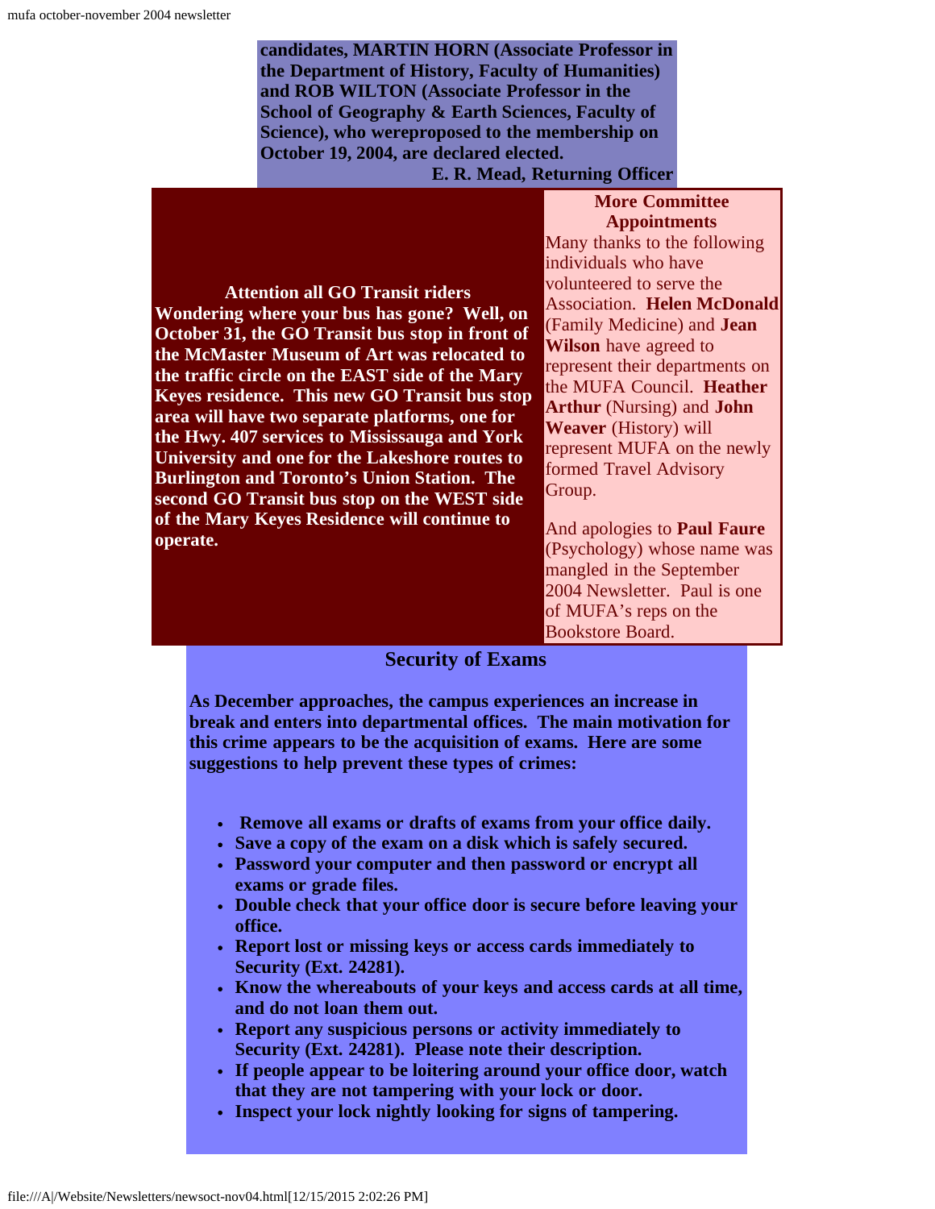**candidates, MARTIN HORN (Associate Professor in the Department of History, Faculty of Humanities) and ROB WILTON (Associate Professor in the School of Geography & Earth Sciences, Faculty of Science), who wereproposed to the membership on October 19, 2004, are declared elected.**

**E. R. Mead, Returning Officer**

**Attention all GO Transit riders**

**Wondering where your bus has gone? Well, on October 31, the GO Transit bus stop in front of the McMaster Museum of Art was relocated to the traffic circle on the EAST side of the Mary Keyes residence. This new GO Transit bus stop area will have two separate platforms, one for the Hwy. 407 services to Mississauga and York University and one for the Lakeshore routes to Burlington and Toronto's Union Station. The second GO Transit bus stop on the WEST side of the Mary Keyes Residence will continue to operate.**

**More Committee Appointments**

Many thanks to the following individuals who have volunteered to serve the Association. **Helen McDonald** (Family Medicine) and **Jean Wilson** have agreed to represent their departments on the MUFA Council. **Heather Arthur** (Nursing) and **John Weaver** (History) will represent MUFA on the newly formed Travel Advisory Group.

And apologies to **Paul Faure** (Psychology) whose name was mangled in the September 2004 Newsletter. Paul is one of MUFA's reps on the Bookstore Board.

## Security of Exams

**As December approaches, the campus experiences an increase in break and enters into departmental offices. The main motivation for this crime appears to be the acquisition of exams. Here are some suggestions to help prevent these types of crimes:**

- **Remove all exams or drafts of exams from your office daily.**
- **Save a copy of the exam on a disk which is safely secured.**
- **Password your computer and then password or encrypt all exams or grade files.**
- **Double check that your office door is secure before leaving your office.**
- **Report lost or missing keys or access cards immediately to Security (Ext. 24281).**
- **Know the whereabouts of your keys and access cards at all time, and do not loan them out.**
- **Report any suspicious persons or activity immediately to Security (Ext. 24281). Please note their description.**
- **If people appear to be loitering around your office door, watch that they are not tampering with your lock or door.**
- **Inspect your lock nightly looking for signs of tampering.**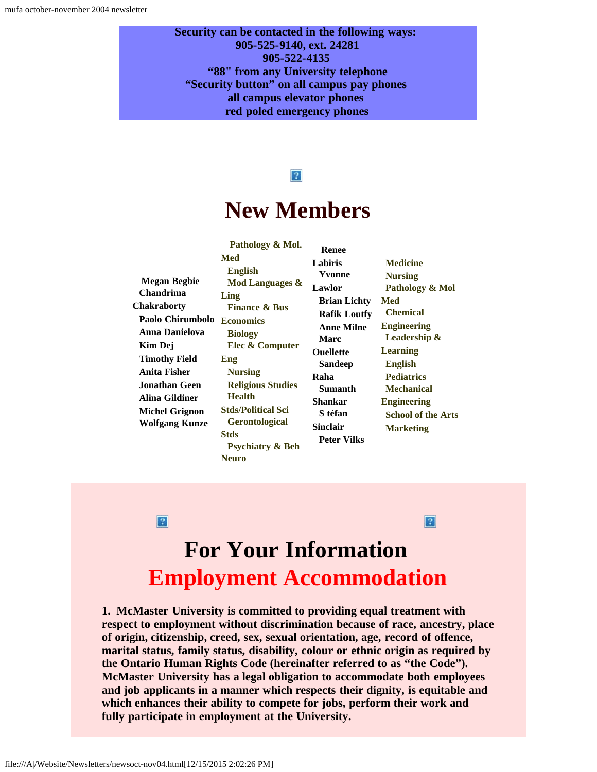**Security can be contacted in the following ways:**
**905-525-9140, ext. 24281**
**905-522-4135**
**"88" from any University telephone**
**"Security button" on all campus pay phones**
**all campus elevator phones**
**red poled emergency phones**

# New Members

**Megan Begbie**
**Chandrima Chakraborty**
**Paolo Chirumbolo**
**Anna Danielova**
**Kim Dej**
**Timothy Field**
**Anita Fisher**
**Jonathan Geen**
**Alina Gildiner**
**Michel Grignon**
**Wolfgang Kunze**

**Pathology & Mol. Med**
**English**
**Mod Languages & Ling**
**Finance & Bus**
**Economics**
**Biology**
**Elec & Computer Eng**
**Nursing**
**Religious Studies**
**Health Stds/Political Sci**
**Gerontological Stds**
**Psychiatry & Beh Neuro**

**Renee Labiris**
**Yvonne Lawlor**
**Brian Lichty**
**Rafik Loutfy**
**Anne Milne**
**Marc Ouellette**
**Sandeep Raha**
**Sumanth Shankar**
**Stéfan Sinclair**
**Peter Vilks**

**Medicine**
**Nursing**
**Pathology & Mol Med**
**Chemical Engineering**
**Leadership & Learning**
**English**
**Pediatrics**
**Mechanical Engineering**
**School of the Arts**
**Marketing**

# For Your Information

## Employment Accommodation

**1. McMaster University is committed to providing equal treatment with respect to employment without discrimination because of race, ancestry, place of origin, citizenship, creed, sex, sexual orientation, age, record of offence, marital status, family status, disability, colour or ethnic origin as required by the Ontario Human Rights Code (hereinafter referred to as "the Code"). McMaster University has a legal obligation to accommodate both employees and job applicants in a manner which respects their dignity, is equitable and which enhances their ability to compete for jobs, perform their work and fully participate in employment at the University.**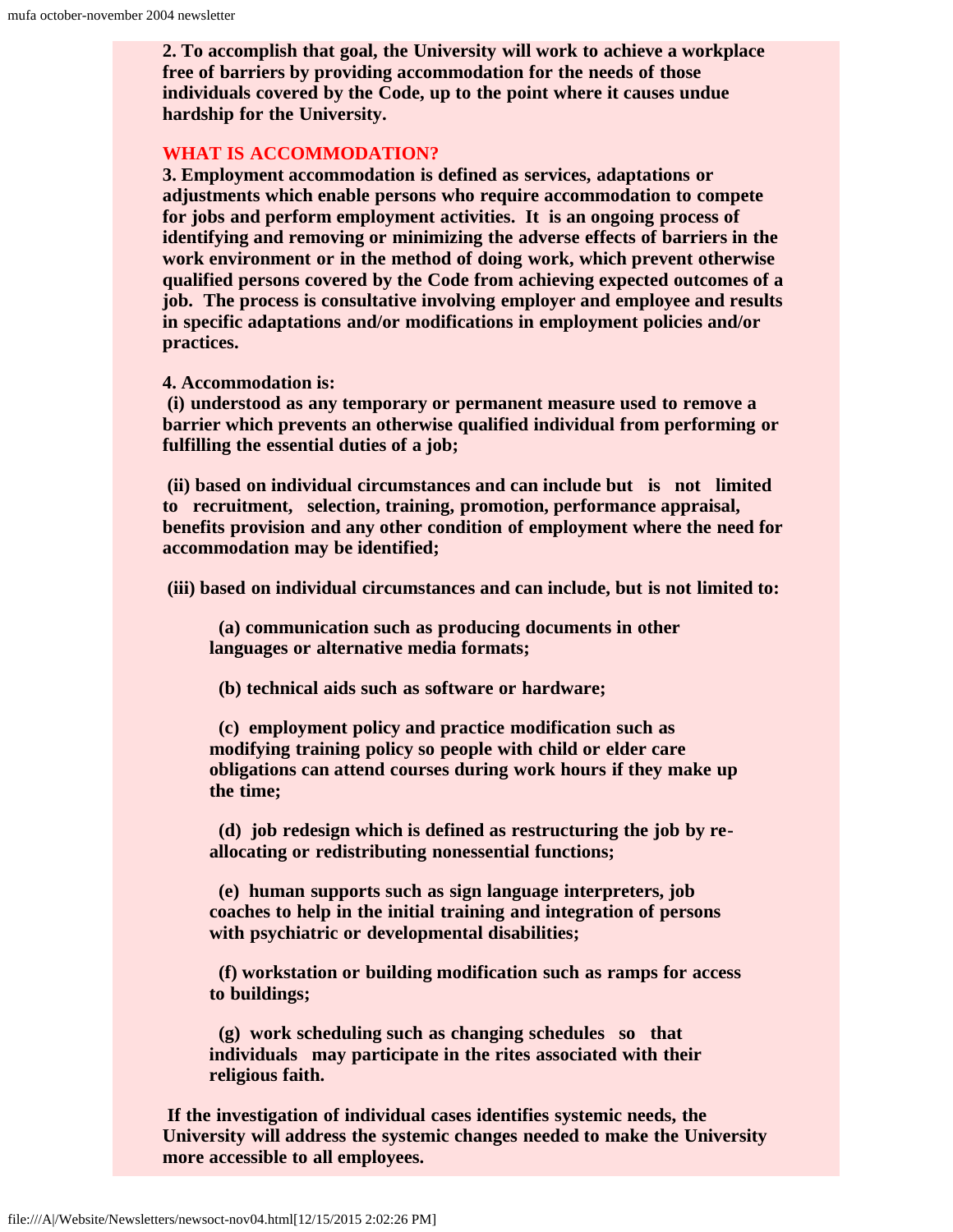**2. To accomplish that goal, the University will work to achieve a workplace free of barriers by providing accommodation for the needs of those individuals covered by the Code, up to the point where it causes undue hardship for the University.**

## WHAT IS ACCOMMODATION?

**3. Employment accommodation is defined as services, adaptations or adjustments which enable persons who require accommodation to compete for jobs and perform employment activities. It is an ongoing process of identifying and removing or minimizing the adverse effects of barriers in the work environment or in the method of doing work, which prevent otherwise qualified persons covered by the Code from achieving expected outcomes of a job. The process is consultative involving employer and employee and results in specific adaptations and/or modifications in employment policies and/or practices.**

**4. Accommodation is:**

**(i) understood as any temporary or permanent measure used to remove a barrier which prevents an otherwise qualified individual from performing or fulfilling the essential duties of a job;**

**(ii) based on individual circumstances and can include but is not limited to recruitment, selection, training, promotion, performance appraisal, benefits provision and any other condition of employment where the need for accommodation may be identified;**

**(iii) based on individual circumstances and can include, but is not limited to:**

> **(a) communication such as producing documents in other languages or alternative media formats;**
>
> **(b) technical aids such as software or hardware;**
>
> **(c) employment policy and practice modification such as modifying training policy so people with child or elder care obligations can attend courses during work hours if they make up the time;**
>
> **(d) job redesign which is defined as restructuring the job by re-allocating or redistributing nonessential functions;**
>
> **(e) human supports such as sign language interpreters, job coaches to help in the initial training and integration of persons with psychiatric or developmental disabilities;**
>
> **(f) workstation or building modification such as ramps for access to buildings;**
>
> **(g) work scheduling such as changing schedules so that individuals may participate in the rites associated with their religious faith.**

**If the investigation of individual cases identifies systemic needs, the University will address the systemic changes needed to make the University more accessible to all employees.**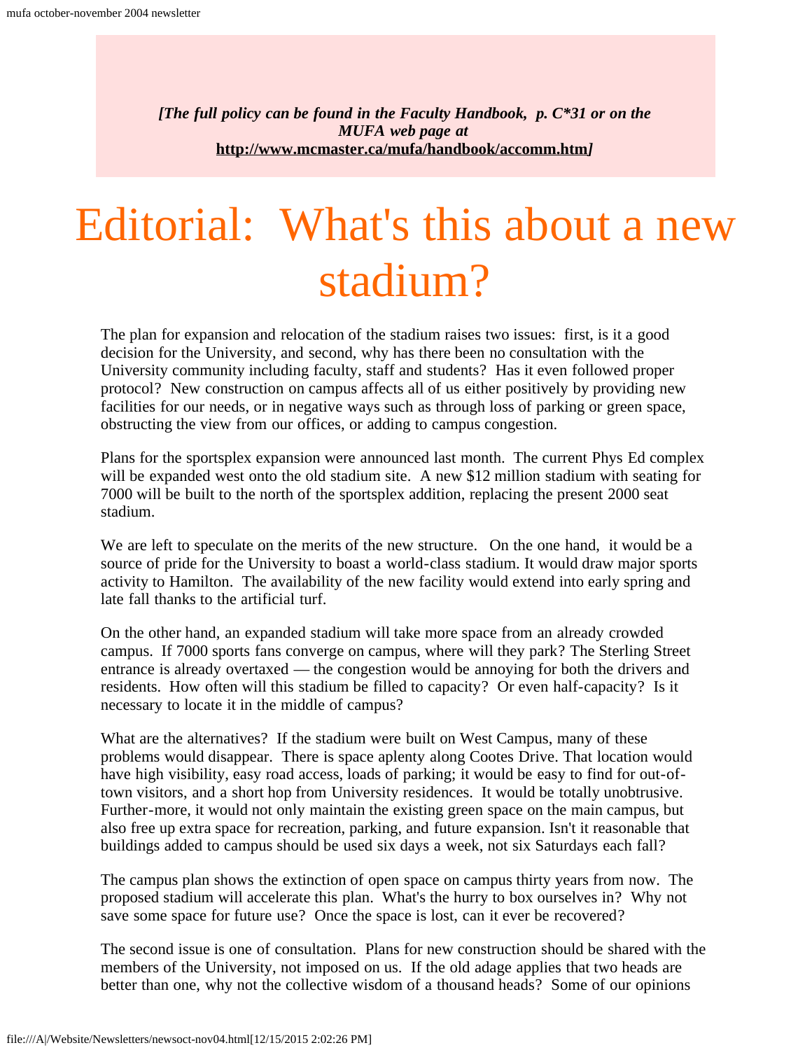*[The full policy can be found in the Faculty Handbook, p. C*31 or on the MUFA web page at* **http://www.mcmaster.ca/mufa/handbook/accomm.htm***]*

# Editorial: What's this about a new stadium?

The plan for expansion and relocation of the stadium raises two issues: first, is it a good decision for the University, and second, why has there been no consultation with the University community including faculty, staff and students? Has it even followed proper protocol? New construction on campus affects all of us either positively by providing new facilities for our needs, or in negative ways such as through loss of parking or green space, obstructing the view from our offices, or adding to campus congestion.

Plans for the sportsplex expansion were announced last month. The current Phys Ed complex will be expanded west onto the old stadium site. A new $12 million stadium with seating for 7000 will be built to the north of the sportsplex addition, replacing the present 2000 seat stadium.

We are left to speculate on the merits of the new structure. On the one hand, it would be a source of pride for the University to boast a world-class stadium. It would draw major sports activity to Hamilton. The availability of the new facility would extend into early spring and late fall thanks to the artificial turf.

On the other hand, an expanded stadium will take more space from an already crowded campus. If 7000 sports fans converge on campus, where will they park? The Sterling Street entrance is already overtaxed — the congestion would be annoying for both the drivers and residents. How often will this stadium be filled to capacity? Or even half-capacity? Is it necessary to locate it in the middle of campus?

What are the alternatives? If the stadium were built on West Campus, many of these problems would disappear. There is space aplenty along Cootes Drive. That location would have high visibility, easy road access, loads of parking; it would be easy to find for out-of-town visitors, and a short hop from University residences. It would be totally unobtrusive. Further-more, it would not only maintain the existing green space on the main campus, but also free up extra space for recreation, parking, and future expansion. Isn't it reasonable that buildings added to campus should be used six days a week, not six Saturdays each fall?

The campus plan shows the extinction of open space on campus thirty years from now. The proposed stadium will accelerate this plan. What's the hurry to box ourselves in? Why not save some space for future use? Once the space is lost, can it ever be recovered?

The second issue is one of consultation. Plans for new construction should be shared with the members of the University, not imposed on us. If the old adage applies that two heads are better than one, why not the collective wisdom of a thousand heads? Some of our opinions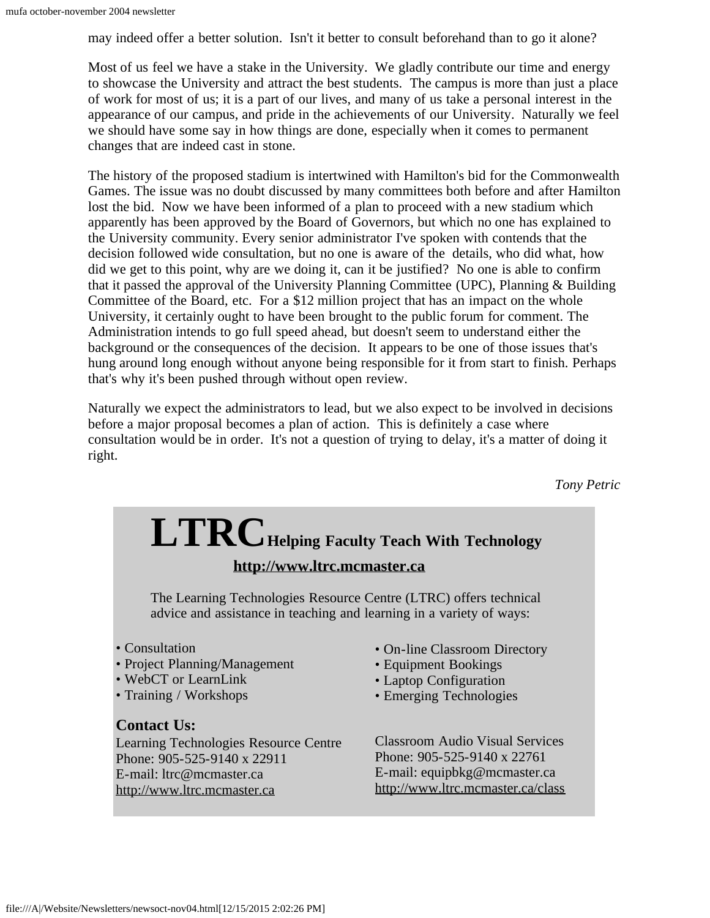may indeed offer a better solution. Isn't it better to consult beforehand than to go it alone?

Most of us feel we have a stake in the University. We gladly contribute our time and energy to showcase the University and attract the best students. The campus is more than just a place of work for most of us; it is a part of our lives, and many of us take a personal interest in the appearance of our campus, and pride in the achievements of our University. Naturally we feel we should have some say in how things are done, especially when it comes to permanent changes that are indeed cast in stone.

The history of the proposed stadium is intertwined with Hamilton's bid for the Commonwealth Games. The issue was no doubt discussed by many committees both before and after Hamilton lost the bid. Now we have been informed of a plan to proceed with a new stadium which apparently has been approved by the Board of Governors, but which no one has explained to the University community. Every senior administrator I've spoken with contends that the decision followed wide consultation, but no one is aware of the details, who did what, how did we get to this point, why are we doing it, can it be justified? No one is able to confirm that it passed the approval of the University Planning Committee (UPC), Planning & Building Committee of the Board, etc. For a $12 million project that has an impact on the whole University, it certainly ought to have been brought to the public forum for comment. The Administration intends to go full speed ahead, but doesn't seem to understand either the background or the consequences of the decision. It appears to be one of those issues that's hung around long enough without anyone being responsible for it from start to finish. Perhaps that's why it's been pushed through without open review.

Naturally we expect the administrators to lead, but we also expect to be involved in decisions before a major proposal becomes a plan of action. This is definitely a case where consultation would be in order. It's not a question of trying to delay, it's a matter of doing it right.

*Tony Petric*

# LTRC **Helping Faculty Teach With Technology**

**http://www.ltrc.mcmaster.ca**

The Learning Technologies Resource Centre (LTRC) offers technical advice and assistance in teaching and learning in a variety of ways:

- Consultation
- Project Planning/Management
- WebCT or LearnLink
- Training / Workshops
- On-line Classroom Directory
- Equipment Bookings
- Laptop Configuration
- Emerging Technologies

**Contact Us:**

Learning Technologies Resource Centre
Phone: 905-525-9140 x 22911
E-mail: ltrc@mcmaster.ca
http://www.ltrc.mcmaster.ca

Classroom Audio Visual Services
Phone: 905-525-9140 x 22761
E-mail: equipbkg@mcmaster.ca
http://www.ltrc.mcmaster.ca/class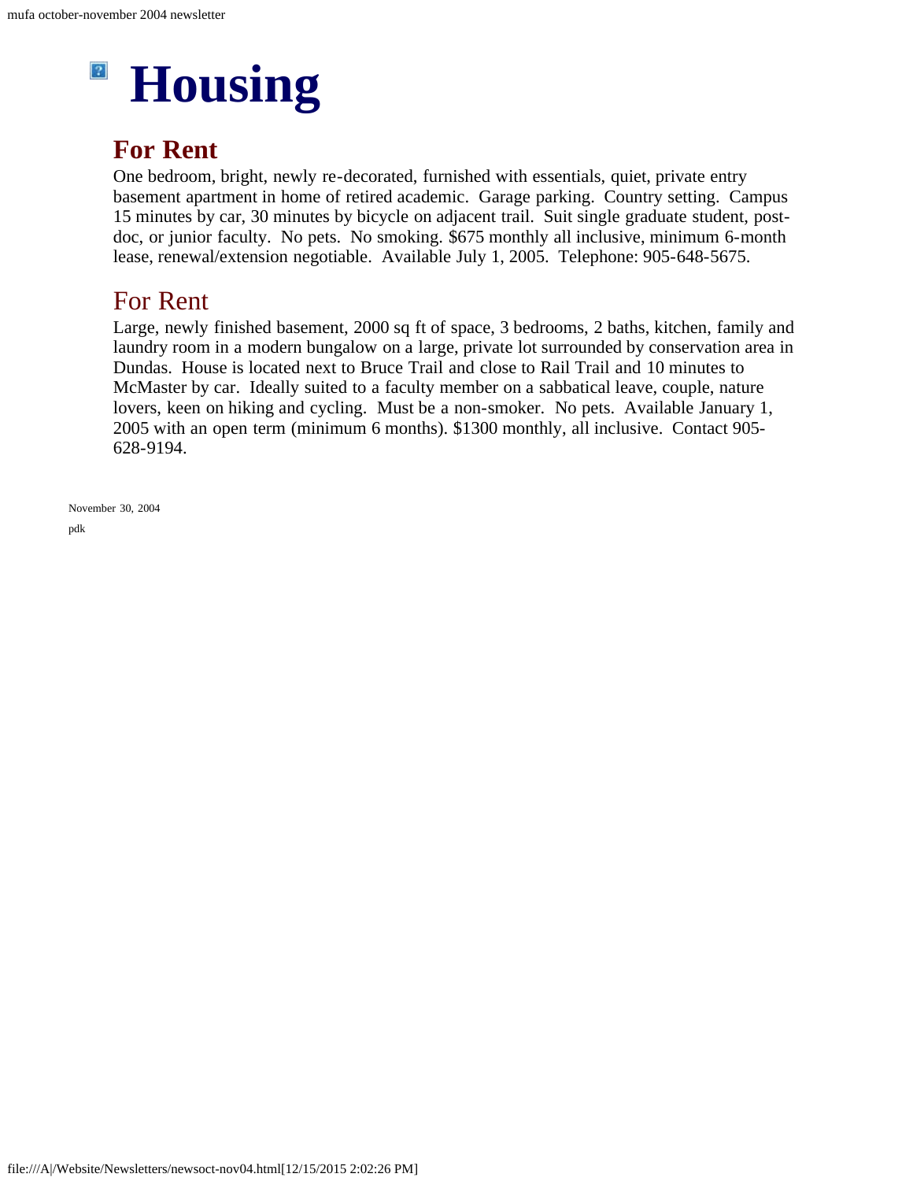# Housing

## For Rent

One bedroom, bright, newly re-decorated, furnished with essentials, quiet, private entry basement apartment in home of retired academic. Garage parking. Country setting. Campus 15 minutes by car, 30 minutes by bicycle on adjacent trail. Suit single graduate student, post-doc, or junior faculty. No pets. No smoking. $675 monthly all inclusive, minimum 6-month lease, renewal/extension negotiable. Available July 1, 2005. Telephone: 905-648-5675.

## For Rent

Large, newly finished basement, 2000 sq ft of space, 3 bedrooms, 2 baths, kitchen, family and laundry room in a modern bungalow on a large, private lot surrounded by conservation area in Dundas. House is located next to Bruce Trail and close to Rail Trail and 10 minutes to McMaster by car. Ideally suited to a faculty member on a sabbatical leave, couple, nature lovers, keen on hiking and cycling. Must be a non-smoker. No pets. Available January 1, 2005 with an open term (minimum 6 months). $1300 monthly, all inclusive. Contact 905-628-9194.

November 30, 2004

pdk